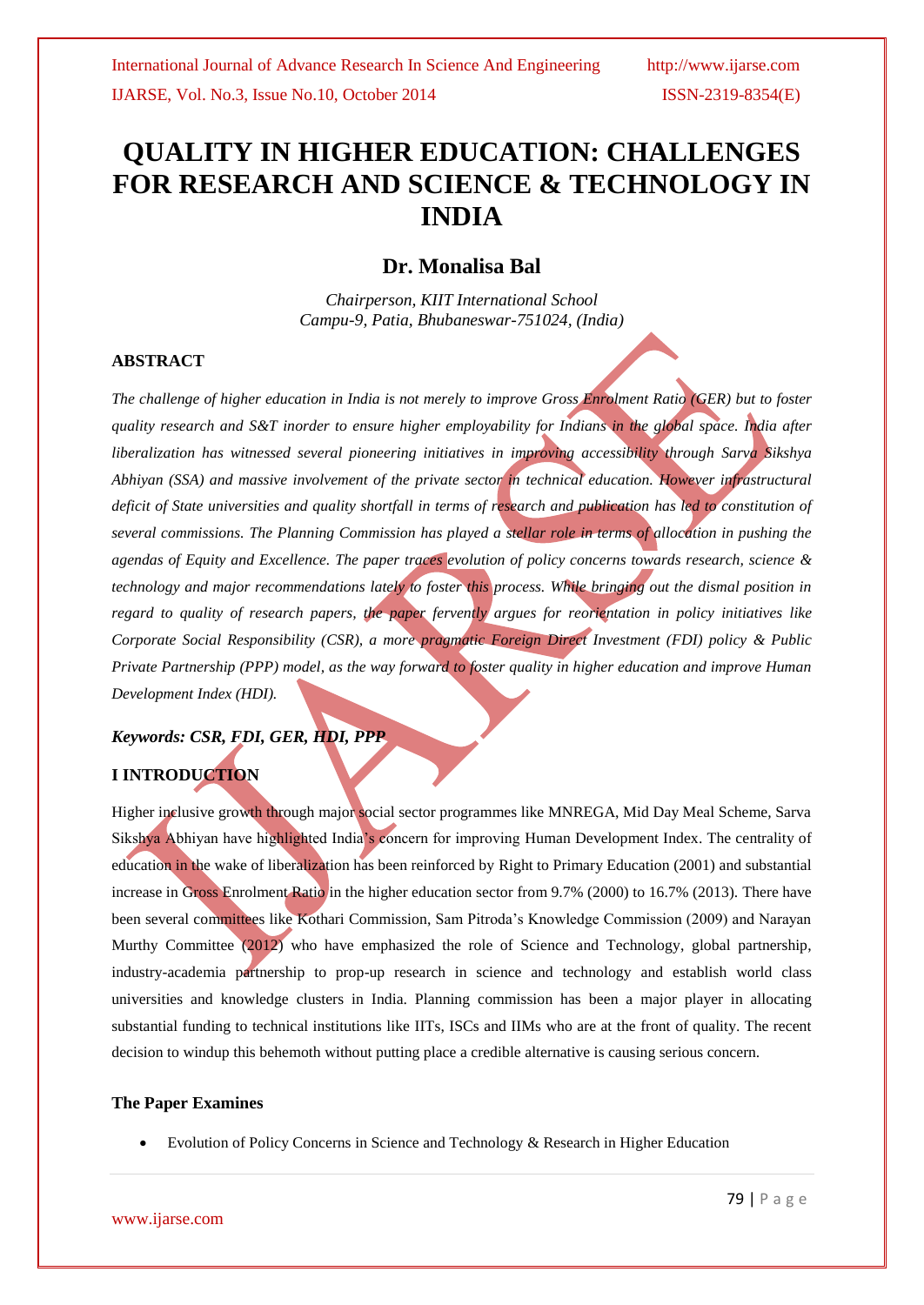# QUALITY IN HIGHER EDUCATION: CHALLENGES FOR RESEARCH AND SCIENCE & TECHNOLOGY IN INDIA

## Dr. Monalisa Bal

*Chairperson, KIIT International School*
*Campu-9, Patia, Bhubaneswar-751024, (India)*

### ABSTRACT

*The challenge of higher education in India is not merely to improve Gross Enrolment Ratio (GER) but to foster quality research and S&T inorder to ensure higher employability for Indians in the global space. India after liberalization has witnessed several pioneering initiatives in improving accessibility through Sarva Sikshya Abhiyan (SSA) and massive involvement of the private sector in technical education. However infrastructural deficit of State universities and quality shortfall in terms of research and publication has led to constitution of several commissions. The Planning Commission has played a stellar role in terms of allocation in pushing the agendas of Equity and Excellence. The paper traces evolution of policy concerns towards research, science & technology and major recommendations lately to foster this process. While bringing out the dismal position in regard to quality of research papers, the paper fervently argues for reorientation in policy initiatives like Corporate Social Responsibility (CSR), a more pragmatic Foreign Direct Investment (FDI) policy & Public Private Partnership (PPP) model, as the way forward to foster quality in higher education and improve Human Development Index (HDI).*

***Keywords: CSR, FDI, GER, HDI, PPP***

### I INTRODUCTION

Higher inclusive growth through major social sector programmes like MNREGA, Mid Day Meal Scheme, Sarva Sikshya Abhiyan have highlighted India's concern for improving Human Development Index. The centrality of education in the wake of liberalization has been reinforced by Right to Primary Education (2001) and substantial increase in Gross Enrolment Ratio in the higher education sector from 9.7% (2000) to 16.7% (2013). There have been several committees like Kothari Commission, Sam Pitroda's Knowledge Commission (2009) and Narayan Murthy Committee (2012) who have emphasized the role of Science and Technology, global partnership, industry-academia partnership to prop-up research in science and technology and establish world class universities and knowledge clusters in India. Planning commission has been a major player in allocating substantial funding to technical institutions like IITs, ISCs and IIMs who are at the front of quality. The recent decision to windup this behemoth without putting place a credible alternative is causing serious concern.

#### The Paper Examines

- Evolution of Policy Concerns in Science and Technology & Research in Higher Education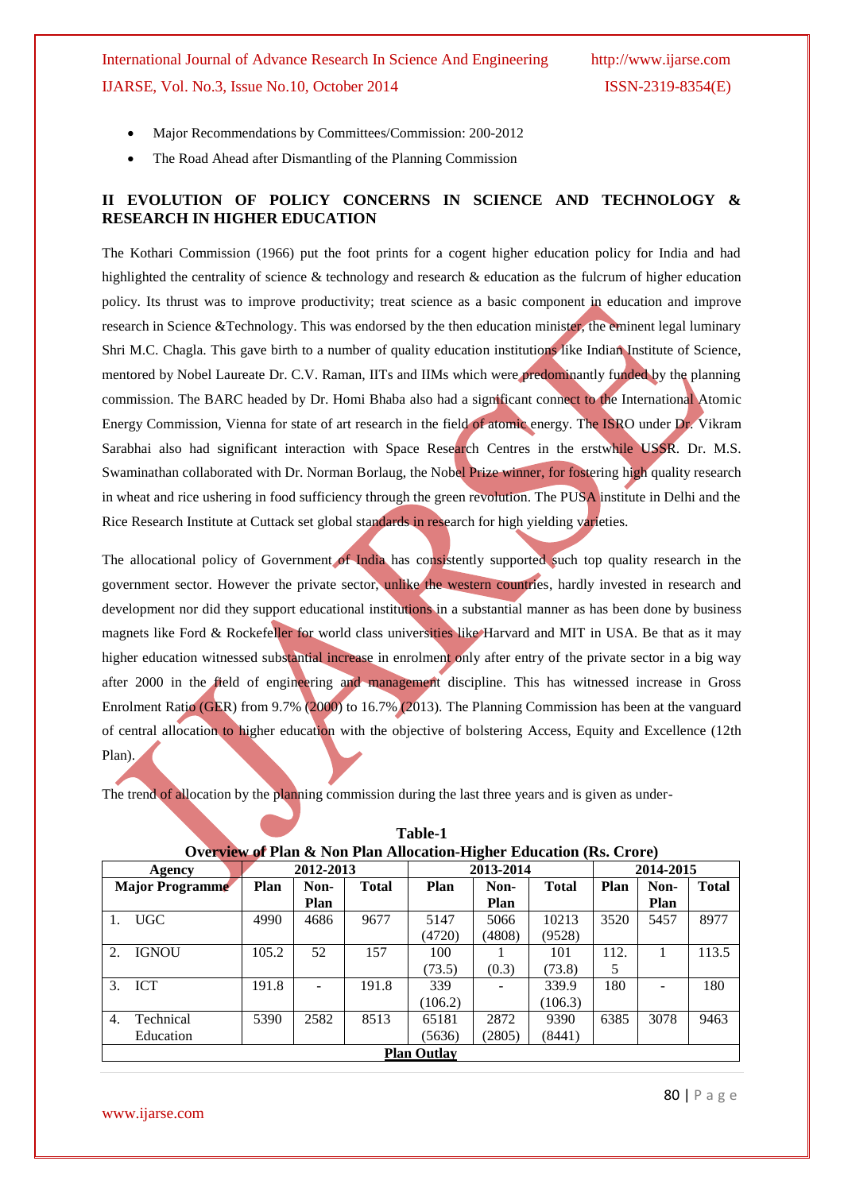- Major Recommendations by Committees/Commission: 200-2012
- The Road Ahead after Dismantling of the Planning Commission

## II EVOLUTION OF POLICY CONCERNS IN SCIENCE AND TECHNOLOGY & RESEARCH IN HIGHER EDUCATION

The Kothari Commission (1966) put the foot prints for a cogent higher education policy for India and had highlighted the centrality of science & technology and research & education as the fulcrum of higher education policy. Its thrust was to improve productivity; treat science as a basic component in education and improve research in Science &Technology. This was endorsed by the then education minister, the eminent legal luminary Shri M.C. Chagla. This gave birth to a number of quality education institutions like Indian Institute of Science, mentored by Nobel Laureate Dr. C.V. Raman, IITs and IIMs which were predominantly funded by the planning commission. The BARC headed by Dr. Homi Bhaba also had a significant connect to the International Atomic Energy Commission, Vienna for state of art research in the field of atomic energy. The ISRO under Dr. Vikram Sarabhai also had significant interaction with Space Research Centres in the erstwhile USSR. Dr. M.S. Swaminathan collaborated with Dr. Norman Borlaug, the Nobel Prize winner, for fostering high quality research in wheat and rice ushering in food sufficiency through the green revolution. The PUSA institute in Delhi and the Rice Research Institute at Cuttack set global standards in research for high yielding varieties.

The allocational policy of Government of India has consistently supported such top quality research in the government sector. However the private sector, unlike the western countries, hardly invested in research and development nor did they support educational institutions in a substantial manner as has been done by business magnets like Ford & Rockefeller for world class universities like Harvard and MIT in USA. Be that as it may higher education witnessed substantial increase in enrolment only after entry of the private sector in a big way after 2000 in the field of engineering and management discipline. This has witnessed increase in Gross Enrolment Ratio (GER) from 9.7% (2000) to 16.7% (2013). The Planning Commission has been at the vanguard of central allocation to higher education with the objective of bolstering Access, Equity and Excellence (12th Plan).

The trend of allocation by the planning commission during the last three years and is given as under-

**Table-1**
**Overview of Plan & Non Plan Allocation-Higher Education (Rs. Crore)**

| Agency | 2012-2013 | | | 2013-2014 | | | 2014-2015 | | |
|---|---|---|---|---|---|---|---|---|---|
| Major Programme | Plan | Non-Plan | Total | Plan | Non-Plan | Total | Plan | Non-Plan | Total |
| 1. UGC | 4990 | 4686 | 9677 | 5147 (4720) | 5066 (4808) | 10213 (9528) | 3520 | 5457 | 8977 |
| 2. IGNOU | 105.2 | 52 | 157 | 100 (73.5) | 1 (0.3) | 101 (73.8) | 112.5 | 1 | 113.5 |
| 3. ICT | 191.8 | - | 191.8 | 339 (106.2) | - | 339.9 (106.3) | 180 | - | 180 |
| 4. Technical Education | 5390 | 2582 | 8513 | 65181 (5636) | 2872 (2805) | 9390 (8441) | 6385 | 3078 | 9463 |
| **Plan Outlay** | | | | | | | | | |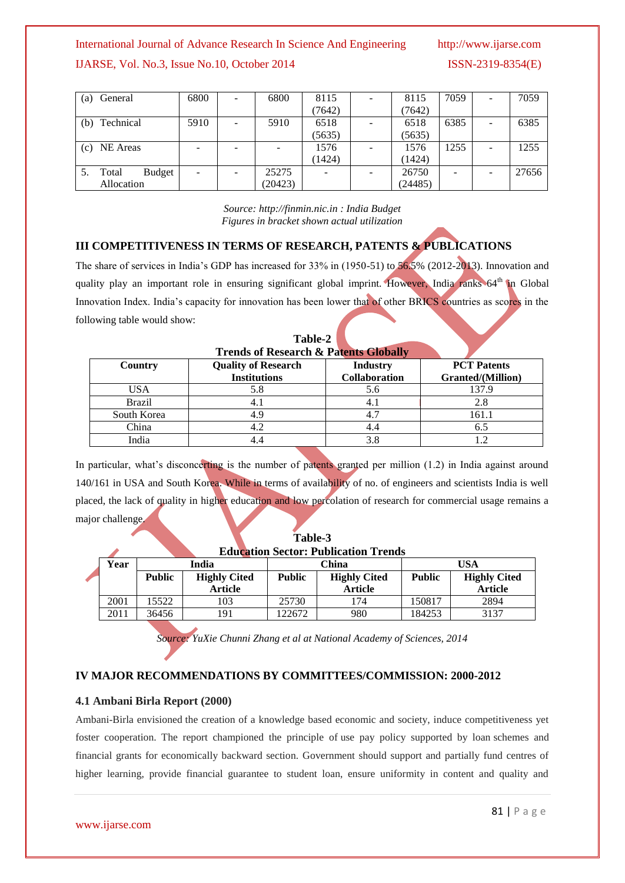| (a) General | 6800 | - | 6800 | 8115 (7642) | - | 8115 (7642) | 7059 | - | 7059 |
|---|---|---|---|---|---|---|---|---|---|
| (b) Technical | 5910 | - | 5910 | 6518 (5635) | - | 6518 (5635) | 6385 | - | 6385 |
| (c) NE Areas | - | - | - | 1576 (1424) | - | 1576 (1424) | 1255 | - | 1255 |
| 5. Total Budget Allocation | - | - | 25275 (20423) | - | - | 26750 (24485) | - | - | 27656 |

*Source: http://finmin.nic.in : India Budget*
*Figures in bracket shown actual utilization*

## III COMPETITIVENESS IN TERMS OF RESEARCH, PATENTS & PUBLICATIONS

The share of services in India's GDP has increased for 33% in (1950-51) to 56.5% (2012-2013). Innovation and quality play an important role in ensuring significant global imprint. However, India ranks 64th in Global Innovation Index. India's capacity for innovation has been lower that of other BRICS countries as scores in the following table would show:

**Table-2**
**Trends of Research & Patents Globally**

| Country | Quality of Research Institutions | Industry Collaboration | PCT Patents Granted/(Million) |
|---|---|---|---|
| USA | 5.8 | 5.6 | 137.9 |
| Brazil | 4.1 | 4.1 | 2.8 |
| South Korea | 4.9 | 4.7 | 161.1 |
| China | 4.2 | 4.4 | 6.5 |
| India | 4.4 | 3.8 | 1.2 |

In particular, what's disconcerting is the number of patents granted per million (1.2) in India against around 140/161 in USA and South Korea. While in terms of availability of no. of engineers and scientists India is well placed, the lack of quality in higher education and low percolation of research for commercial usage remains a major challenge.

**Table-3**
**Education Sector: Publication Trends**

| Year | India | | China | | USA | |
|---|---|---|---|---|---|---|
| | Public | Highly Cited Article | Public | Highly Cited Article | Public | Highly Cited Article |
| 2001 | 15522 | 103 | 25730 | 174 | 150817 | 2894 |
| 2011 | 36456 | 191 | 122672 | 980 | 184253 | 3137 |

*Source: YuXie Chunni Zhang et al at National Academy of Sciences, 2014*

## IV MAJOR RECOMMENDATIONS BY COMMITTEES/COMMISSION: 2000-2012

### 4.1 Ambani Birla Report (2000)

Ambani-Birla envisioned the creation of a knowledge based economic and society, induce competitiveness yet foster cooperation. The report championed the principle of use pay policy supported by loan schemes and financial grants for economically backward section. Government should support and partially fund centres of higher learning, provide financial guarantee to student loan, ensure uniformity in content and quality and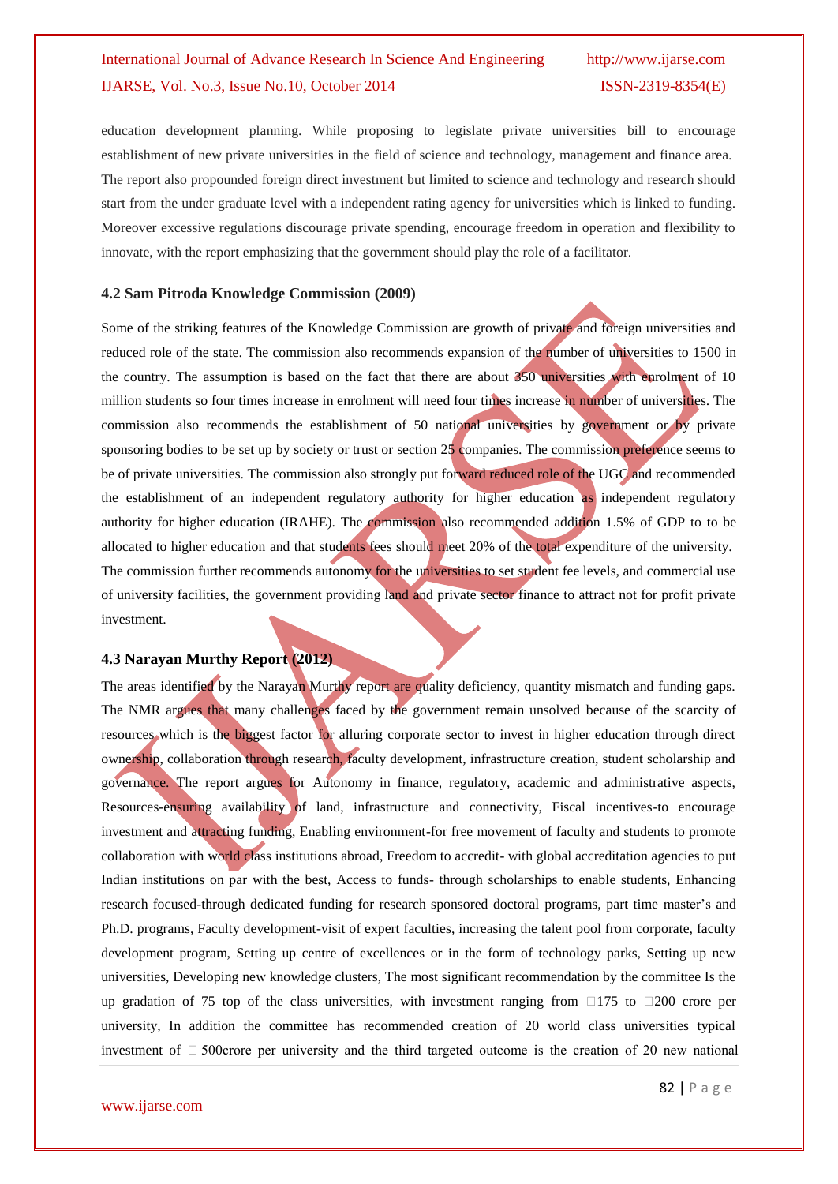education development planning. While proposing to legislate private universities bill to encourage establishment of new private universities in the field of science and technology, management and finance area. The report also propounded foreign direct investment but limited to science and technology and research should start from the under graduate level with a independent rating agency for universities which is linked to funding. Moreover excessive regulations discourage private spending, encourage freedom in operation and flexibility to innovate, with the report emphasizing that the government should play the role of a facilitator.

### 4.2 Sam Pitroda Knowledge Commission (2009)

Some of the striking features of the Knowledge Commission are growth of private and foreign universities and reduced role of the state. The commission also recommends expansion of the number of universities to 1500 in the country. The assumption is based on the fact that there are about 350 universities with enrolment of 10 million students so four times increase in enrolment will need four times increase in number of universities. The commission also recommends the establishment of 50 national universities by government or by private sponsoring bodies to be set up by society or trust or section 25 companies. The commission preference seems to be of private universities. The commission also strongly put forward reduced role of the UGC and recommended the establishment of an independent regulatory authority for higher education as independent regulatory authority for higher education (IRAHE). The commission also recommended addition 1.5% of GDP to to be allocated to higher education and that students fees should meet 20% of the total expenditure of the university. The commission further recommends autonomy for the universities to set student fee levels, and commercial use of university facilities, the government providing land and private sector finance to attract not for profit private investment.

### 4.3 Narayan Murthy Report (2012)

The areas identified by the Narayan Murthy report are quality deficiency, quantity mismatch and funding gaps. The NMR argues that many challenges faced by the government remain unsolved because of the scarcity of resources which is the biggest factor for alluring corporate sector to invest in higher education through direct ownership, collaboration through research, faculty development, infrastructure creation, student scholarship and governance. The report argues for Autonomy in finance, regulatory, academic and administrative aspects, Resources-ensuring availability of land, infrastructure and connectivity, Fiscal incentives-to encourage investment and attracting funding, Enabling environment-for free movement of faculty and students to promote collaboration with world class institutions abroad, Freedom to accredit- with global accreditation agencies to put Indian institutions on par with the best, Access to funds- through scholarships to enable students, Enhancing research focused-through dedicated funding for research sponsored doctoral programs, part time master's and Ph.D. programs, Faculty development-visit of expert faculties, increasing the talent pool from corporate, faculty development program, Setting up centre of excellences or in the form of technology parks, Setting up new universities, Developing new knowledge clusters, The most significant recommendation by the committee Is the up gradation of 75 top of the class universities, with investment ranging from ₹175 to ₹200 crore per university, In addition the committee has recommended creation of 20 world class universities typical investment of ₹ 500crore per university and the third targeted outcome is the creation of 20 new national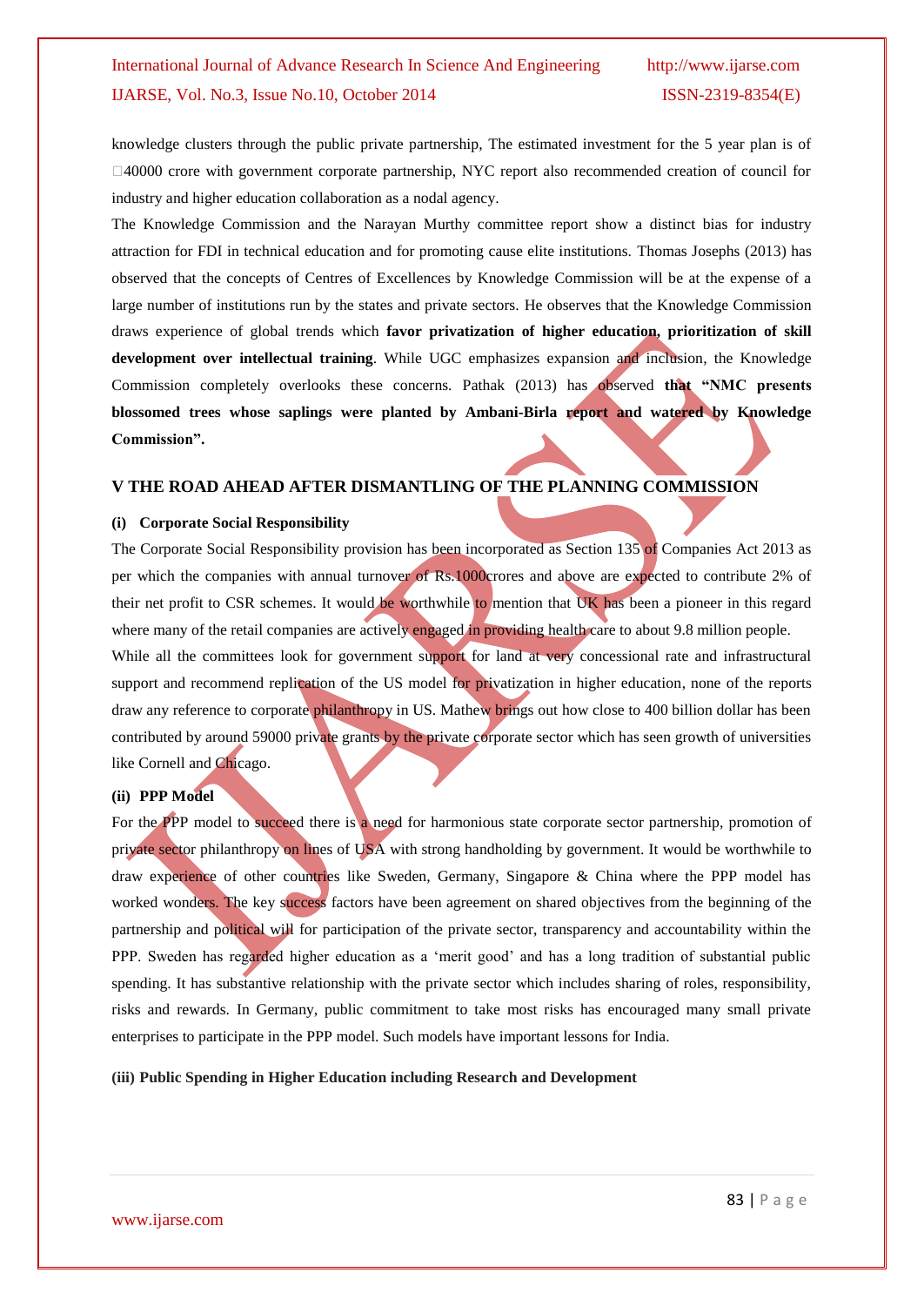knowledge clusters through the public private partnership, The estimated investment for the 5 year plan is of □40000 crore with government corporate partnership, NYC report also recommended creation of council for industry and higher education collaboration as a nodal agency.

The Knowledge Commission and the Narayan Murthy committee report show a distinct bias for industry attraction for FDI in technical education and for promoting cause elite institutions. Thomas Josephs (2013) has observed that the concepts of Centres of Excellences by Knowledge Commission will be at the expense of a large number of institutions run by the states and private sectors. He observes that the Knowledge Commission draws experience of global trends which **favor privatization of higher education, prioritization of skill development over intellectual training**. While UGC emphasizes expansion and inclusion, the Knowledge Commission completely overlooks these concerns. Pathak (2013) has observed **that "NMC presents blossomed trees whose saplings were planted by Ambani-Birla report and watered by Knowledge Commission".**

## V THE ROAD AHEAD AFTER DISMANTLING OF THE PLANNING COMMISSION

### (i) Corporate Social Responsibility

The Corporate Social Responsibility provision has been incorporated as Section 135 of Companies Act 2013 as per which the companies with annual turnover of Rs.1000crores and above are expected to contribute 2% of their net profit to CSR schemes. It would be worthwhile to mention that UK has been a pioneer in this regard where many of the retail companies are actively engaged in providing health care to about 9.8 million people.

While all the committees look for government support for land at very concessional rate and infrastructural support and recommend replication of the US model for privatization in higher education, none of the reports draw any reference to corporate philanthropy in US. Mathew brings out how close to 400 billion dollar has been contributed by around 59000 private grants by the private corporate sector which has seen growth of universities like Cornell and Chicago.

### (ii) PPP Model

For the PPP model to succeed there is a need for harmonious state corporate sector partnership, promotion of private sector philanthropy on lines of USA with strong handholding by government. It would be worthwhile to draw experience of other countries like Sweden, Germany, Singapore & China where the PPP model has worked wonders. The key success factors have been agreement on shared objectives from the beginning of the partnership and political will for participation of the private sector, transparency and accountability within the PPP. Sweden has regarded higher education as a 'merit good' and has a long tradition of substantial public spending. It has substantive relationship with the private sector which includes sharing of roles, responsibility, risks and rewards. In Germany, public commitment to take most risks has encouraged many small private enterprises to participate in the PPP model. Such models have important lessons for India.

### (iii) Public Spending in Higher Education including Research and Development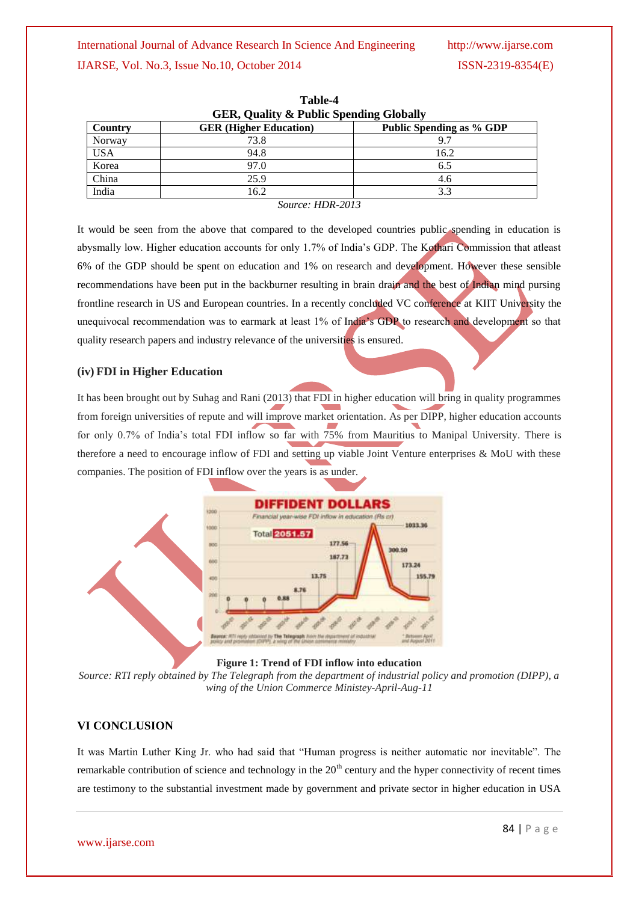**Table-4**
**GER, Quality & Public Spending Globally**

| Country | GER (Higher Education) | Public Spending as % GDP |
|---|---|---|
| Norway | 73.8 | 9.7 |
| USA | 94.8 | 16.2 |
| Korea | 97.0 | 6.5 |
| China | 25.9 | 4.6 |
| India | 16.2 | 3.3 |

*Source: HDR-2013*

It would be seen from the above that compared to the developed countries public spending in education is abysmally low. Higher education accounts for only 1.7% of India's GDP. The Kothari Commission that atleast 6% of the GDP should be spent on education and 1% on research and development. However these sensible recommendations have been put in the backburner resulting in brain drain and the best of Indian mind pursing frontline research in US and European countries. In a recently concluded VC conference at KIIT University the unequivocal recommendation was to earmark at least 1% of India's GDP to research and development so that quality research papers and industry relevance of the universities is ensured.

### (iv) FDI in Higher Education

It has been brought out by Suhag and Rani (2013) that FDI in higher education will bring in quality programmes from foreign universities of repute and will improve market orientation. As per DIPP, higher education accounts for only 0.7% of India's total FDI inflow so far with 75% from Mauritius to Manipal University. There is therefore a need to encourage inflow of FDI and setting up viable Joint Venture enterprises & MoU with these companies. The position of FDI inflow over the years is as under.

**Figure 1: Trend of FDI inflow into education**

*Source: RTI reply obtained by The Telegraph from the department of industrial policy and promotion (DIPP), a wing of the Union Commerce Ministey-April-Aug-11*

## VI CONCLUSION

It was Martin Luther King Jr. who had said that "Human progress is neither automatic nor inevitable". The remarkable contribution of science and technology in the 20th century and the hyper connectivity of recent times are testimony to the substantial investment made by government and private sector in higher education in USA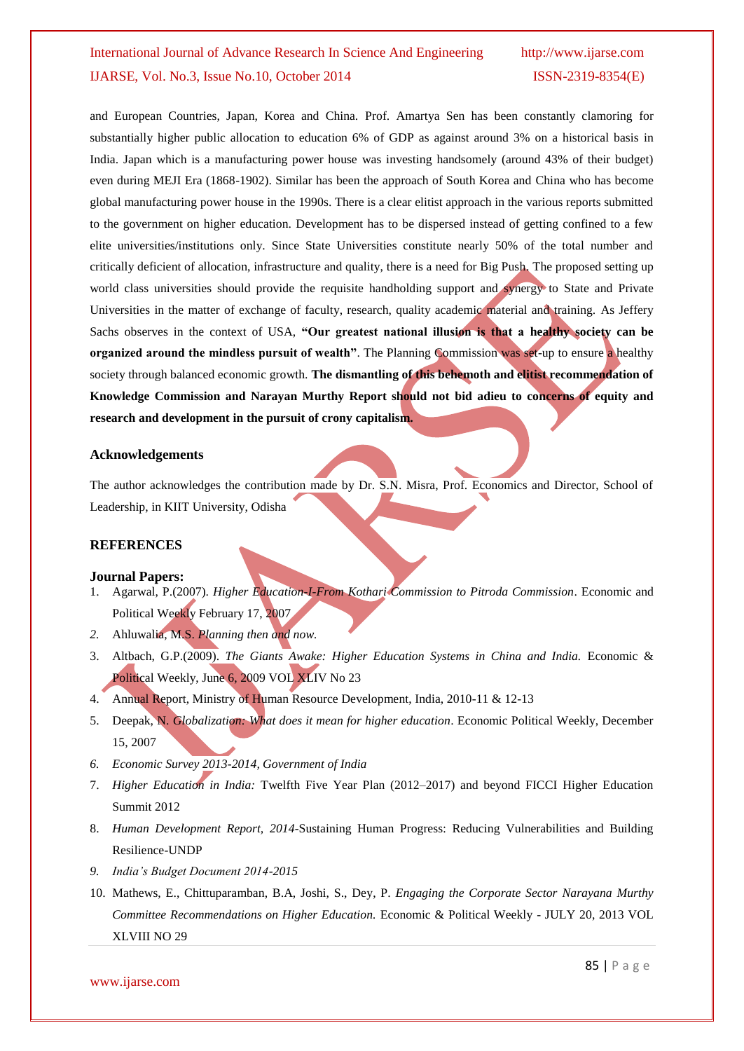and European Countries, Japan, Korea and China. Prof. Amartya Sen has been constantly clamoring for substantially higher public allocation to education 6% of GDP as against around 3% on a historical basis in India. Japan which is a manufacturing power house was investing handsomely (around 43% of their budget) even during MEJI Era (1868-1902). Similar has been the approach of South Korea and China who has become global manufacturing power house in the 1990s. There is a clear elitist approach in the various reports submitted to the government on higher education. Development has to be dispersed instead of getting confined to a few elite universities/institutions only. Since State Universities constitute nearly 50% of the total number and critically deficient of allocation, infrastructure and quality, there is a need for Big Push. The proposed setting up world class universities should provide the requisite handholding support and synergy to State and Private Universities in the matter of exchange of faculty, research, quality academic material and training. As Jeffery Sachs observes in the context of USA, **"Our greatest national illusion is that a healthy society can be organized around the mindless pursuit of wealth"**. The Planning Commission was set-up to ensure a healthy society through balanced economic growth. **The dismantling of this behemoth and elitist recommendation of Knowledge Commission and Narayan Murthy Report should not bid adieu to concerns of equity and research and development in the pursuit of crony capitalism.**

### Acknowledgements

The author acknowledges the contribution made by Dr. S.N. Misra, Prof. Economics and Director, School of Leadership, in KIIT University, Odisha

### REFERENCES

#### Journal Papers:

1. Agarwal, P.(2007). *Higher Education-I-From Kothari Commission to Pitroda Commission*. Economic and Political Weekly February 17, 2007
2. Ahluwalia, M.S. *Planning then and now.*
3. Altbach, G.P.(2009). *The Giants Awake: Higher Education Systems in China and India.* Economic & Political Weekly, June 6, 2009 VOL XLIV No 23
4. Annual Report, Ministry of Human Resource Development, India, 2010-11 & 12-13
5. Deepak, N. *Globalization: What does it mean for higher education*. Economic Political Weekly, December 15, 2007
6. *Economic Survey 2013-2014, Government of India*
7. *Higher Education in India:* Twelfth Five Year Plan (2012–2017) and beyond FICCI Higher Education Summit 2012
8. *Human Development Report, 2014*-Sustaining Human Progress: Reducing Vulnerabilities and Building Resilience-UNDP
9. *India's Budget Document 2014-2015*
10. Mathews, E., Chittuparamban, B.A, Joshi, S., Dey, P. *Engaging the Corporate Sector Narayana Murthy Committee Recommendations on Higher Education.* Economic & Political Weekly - JULY 20, 2013 VOL XLVIII NO 29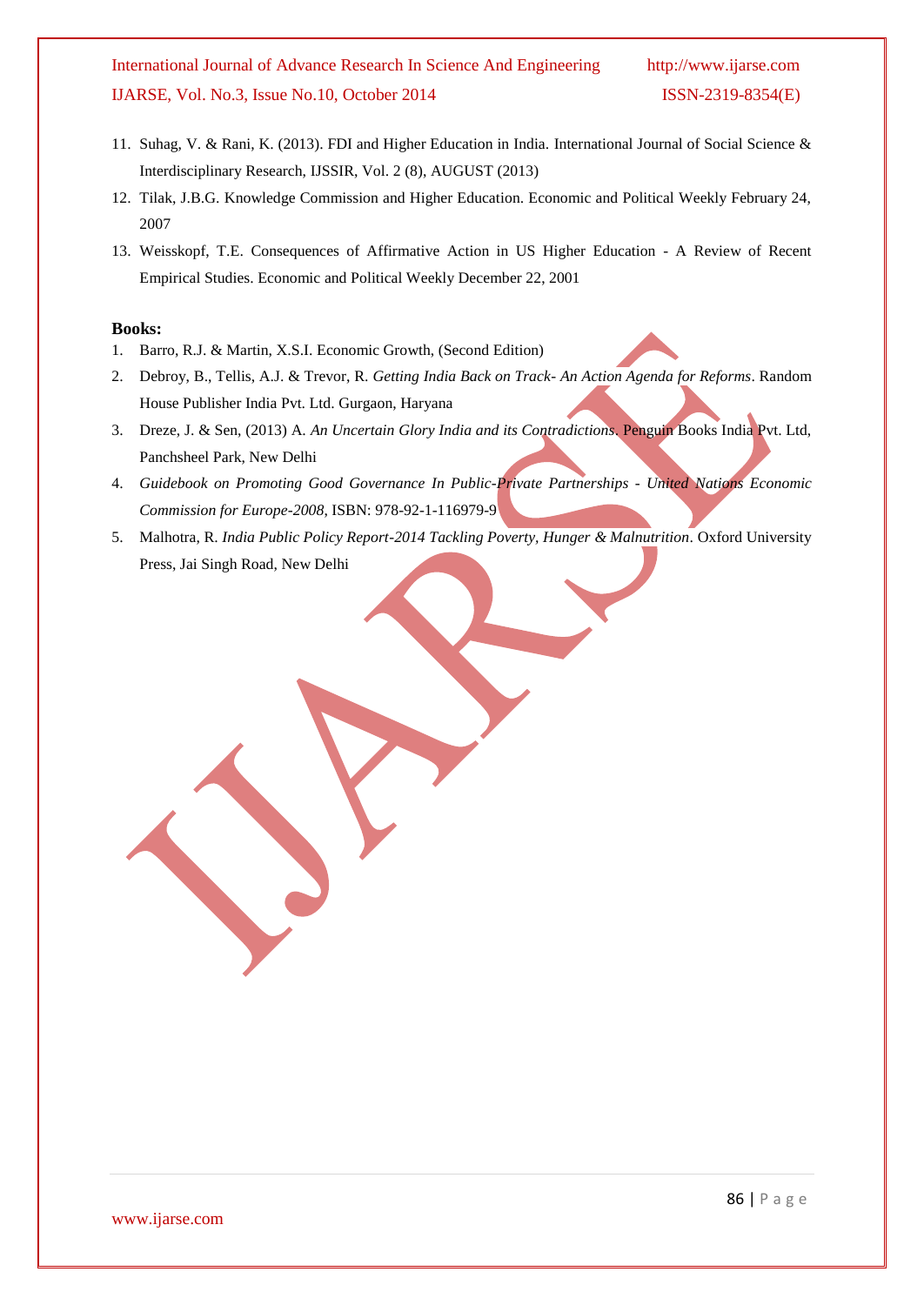11. Suhag, V. & Rani, K. (2013). FDI and Higher Education in India. International Journal of Social Science & Interdisciplinary Research, IJSSIR, Vol. 2 (8), AUGUST (2013)
12. Tilak, J.B.G. Knowledge Commission and Higher Education. Economic and Political Weekly February 24, 2007
13. Weisskopf, T.E. Consequences of Affirmative Action in US Higher Education - A Review of Recent Empirical Studies. Economic and Political Weekly December 22, 2001

**Books:**

1. Barro, R.J. & Martin, X.S.I. Economic Growth, (Second Edition)
2. Debroy, B., Tellis, A.J. & Trevor, R. *Getting India Back on Track- An Action Agenda for Reforms*. Random House Publisher India Pvt. Ltd. Gurgaon, Haryana
3. Dreze, J. & Sen, (2013) A. *An Uncertain Glory India and its Contradictions*. Penguin Books India Pvt. Ltd, Panchsheel Park, New Delhi
4. *Guidebook on Promoting Good Governance In Public-Private Partnerships - United Nations Economic Commission for Europe-2008*, ISBN: 978-92-1-116979-9
5. Malhotra, R. *India Public Policy Report-2014 Tackling Poverty, Hunger & Malnutrition*. Oxford University Press, Jai Singh Road, New Delhi